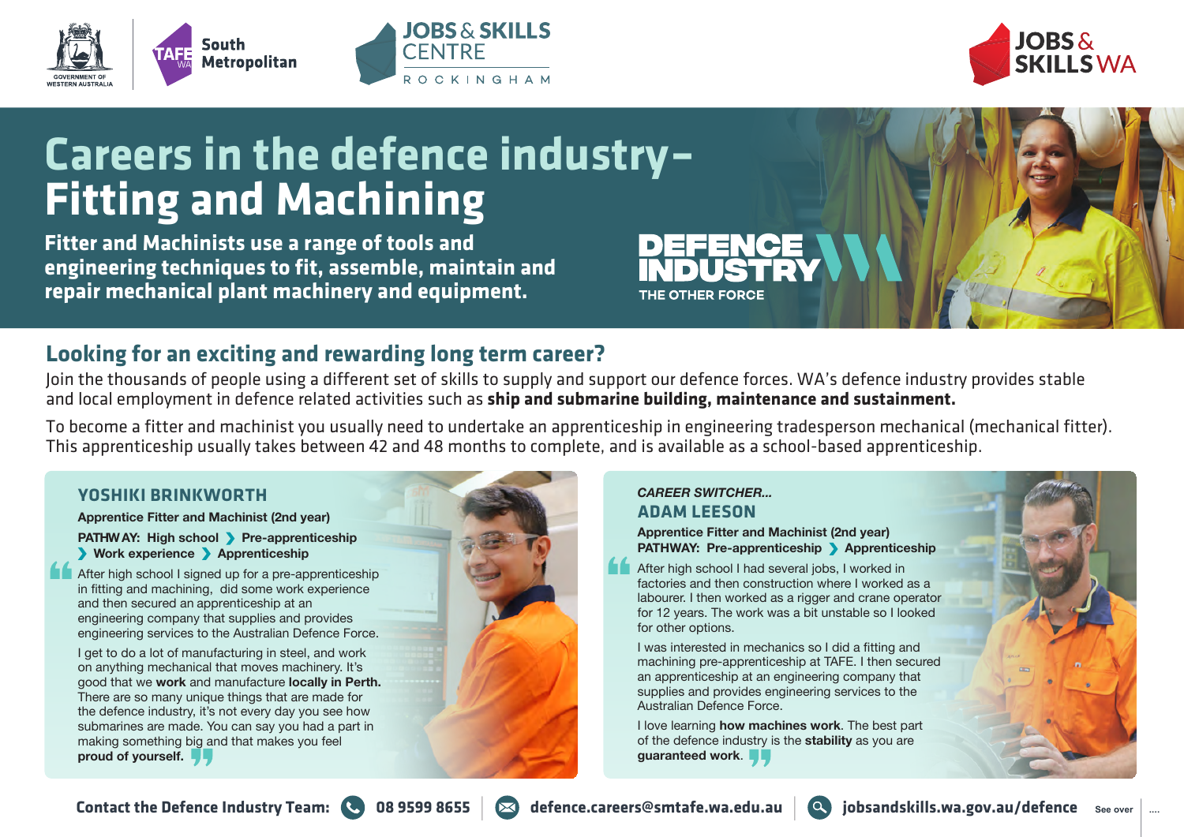# Careers in the defence industry– Fitting and Machining

**Fitter and Machinists use a range of tools and engineering techniques to fit, assemble, maintain and repair mechanical plant machinery and equipment.**

DEFENCE INDUSTRY WA

THE OTHER FORCE

## Looking for an exciting and rewarding long term career?

Join the thousands of people using a different set of skills to supply and support our defence forces. WA's defence industry provides stable and local employment in defence related activities such as **ship and submarine building, maintenance and sustainment.**

To become a fitter and machinist you usually need to undertake an apprenticeship in engineering tradesperson mechanical (mechanical fitter). This apprenticeship usually takes between 42 and 48 months to complete, and is available as a school-based apprenticeship.

### YOSHIKI BRINKWORTH

**Apprentice Fitter and Machinist (2nd year)**

**PATHWAY: High school ❯ Pre-apprenticeship ❯ Work experience ❯ Apprenticeship**

"After high school I signed up for a pre-apprenticeship in fitting and machining, did some work experience and then secured an apprenticeship at an engineering company that supplies and provides engineering services to the Australian Defence Force.

I get to do a lot of manufacturing in steel, and work on anything mechanical that moves machinery. It's good that we **work** and manufacture **locally in Perth.** There are so many unique things that are made for the defence industry, it's not every day you see how submarines are made. You can say you had a part in making something big and that makes you feel **proud of yourself.**"

*CAREER SWITCHER...*

### ADAM LEESON

**Apprentice Fitter and Machinist (2nd year)**

**PATHWAY: Pre-apprenticeship ❯ Apprenticeship**

"After high school I had several jobs, I worked in factories and then construction where I worked as a labourer. I then worked as a rigger and crane operator for 12 years. The work was a bit unstable so I looked for other options.

I was interested in mechanics so I did a fitting and machining pre-apprenticeship at TAFE. I then secured an apprenticeship at an engineering company that supplies and provides engineering services to the Australian Defence Force.

I love learning **how machines work**. The best part of the defence industry is the **stability** as you are **guaranteed work**."

**Contact the Defence Industry Team:** 08 9599 8655 | defence.careers@smtafe.wa.edu.au | jobsandskills.wa.gov.au/defence

See over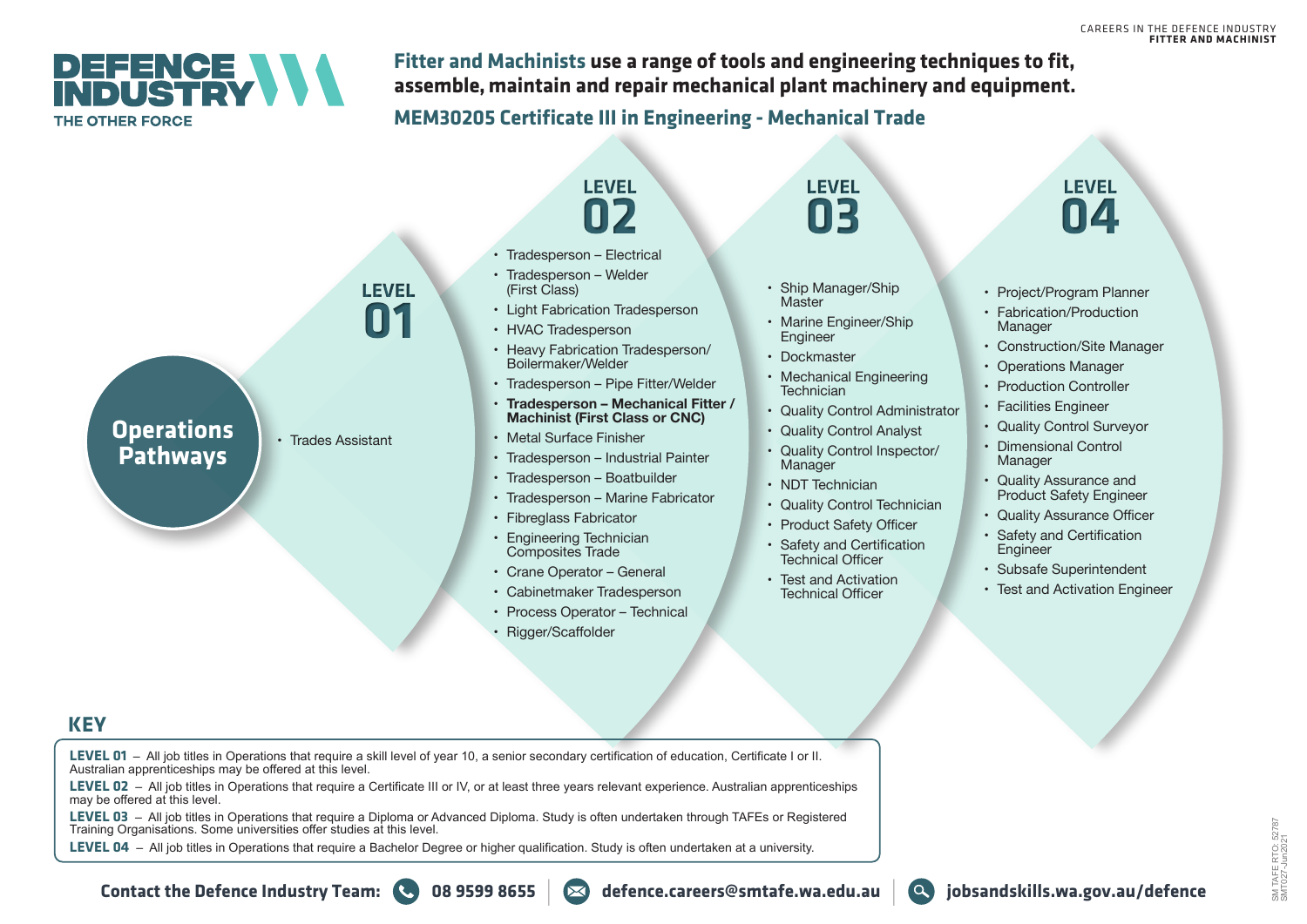# DEFENCE INDUSTRY

THE OTHER FORCE

**Fitter and Machinists use a range of tools and engineering techniques to fit, assemble, maintain and repair mechanical plant machinery and equipment.**

## MEM30205 Certificate III in Engineering - Mechanical Trade

### Operations Pathways

### LEVEL 01

- Trades Assistant

### LEVEL 02

- Tradesperson – Electrical
- Tradesperson – Welder (First Class)
- Light Fabrication Tradesperson
- HVAC Tradesperson
- Heavy Fabrication Tradesperson/ Boilermaker/Welder
- Tradesperson – Pipe Fitter/Welder
- **Tradesperson – Mechanical Fitter / Machinist (First Class or CNC)**
- Metal Surface Finisher
- Tradesperson – Industrial Painter
- Tradesperson – Boatbuilder
- Tradesperson – Marine Fabricator
- Fibreglass Fabricator
- Engineering Technician Composites Trade
- Crane Operator – General
- Cabinetmaker Tradesperson
- Process Operator – Technical
- Rigger/Scaffolder

### LEVEL 03

- Ship Manager/Ship Master
- Marine Engineer/Ship Engineer
- Dockmaster
- Mechanical Engineering Technician
- Quality Control Administrator
- Quality Control Analyst
- Quality Control Inspector/ Manager
- NDT Technician
- Quality Control Technician
- Product Safety Officer
- Safety and Certification Technical Officer
- Test and Activation Technical Officer

### LEVEL 04

- Project/Program Planner
- Fabrication/Production Manager
- Construction/Site Manager
- Operations Manager
- Production Controller
- Facilities Engineer
- Quality Control Surveyor
- Dimensional Control Manager
- Quality Assurance and Product Safety Engineer
- Quality Assurance Officer
- Safety and Certification Engineer
- Subsafe Superintendent
- Test and Activation Engineer

## KEY

**LEVEL 01** – All job titles in Operations that require a skill level of year 10, a senior secondary certification of education, Certificate I or II. Australian apprenticeships may be offered at this level.

**LEVEL 02** – All job titles in Operations that require a Certificate III or IV, or at least three years relevant experience. Australian apprenticeships may be offered at this level.

**LEVEL 03** – All job titles in Operations that require a Diploma or Advanced Diploma. Study is often undertaken through TAFEs or Registered Training Organisations. Some universities offer studies at this level.

**LEVEL 04** – All job titles in Operations that require a Bachelor Degree or higher qualification. Study is often undertaken at a university.

**Contact the Defence Industry Team:** 08 9599 8655 | defence.careers@smtafe.wa.edu.au | jobsandskills.wa.gov.au/defence

SM TAFE RTO: 52787
SMT027-Jun2021